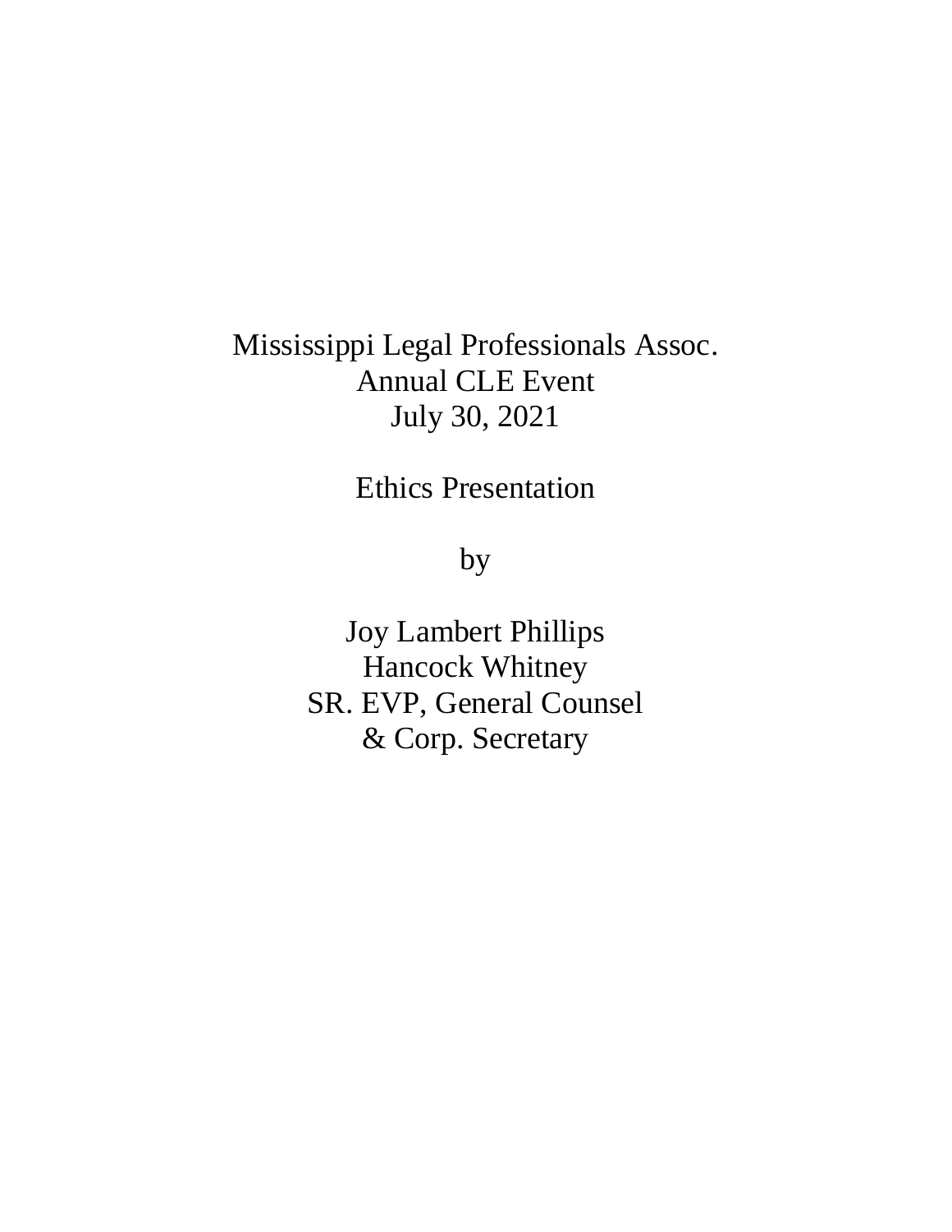Mississippi Legal Professionals Assoc.
Annual CLE Event
July 30, 2021

Ethics Presentation

by

Joy Lambert Phillips
Hancock Whitney
SR. EVP, General Counsel
& Corp. Secretary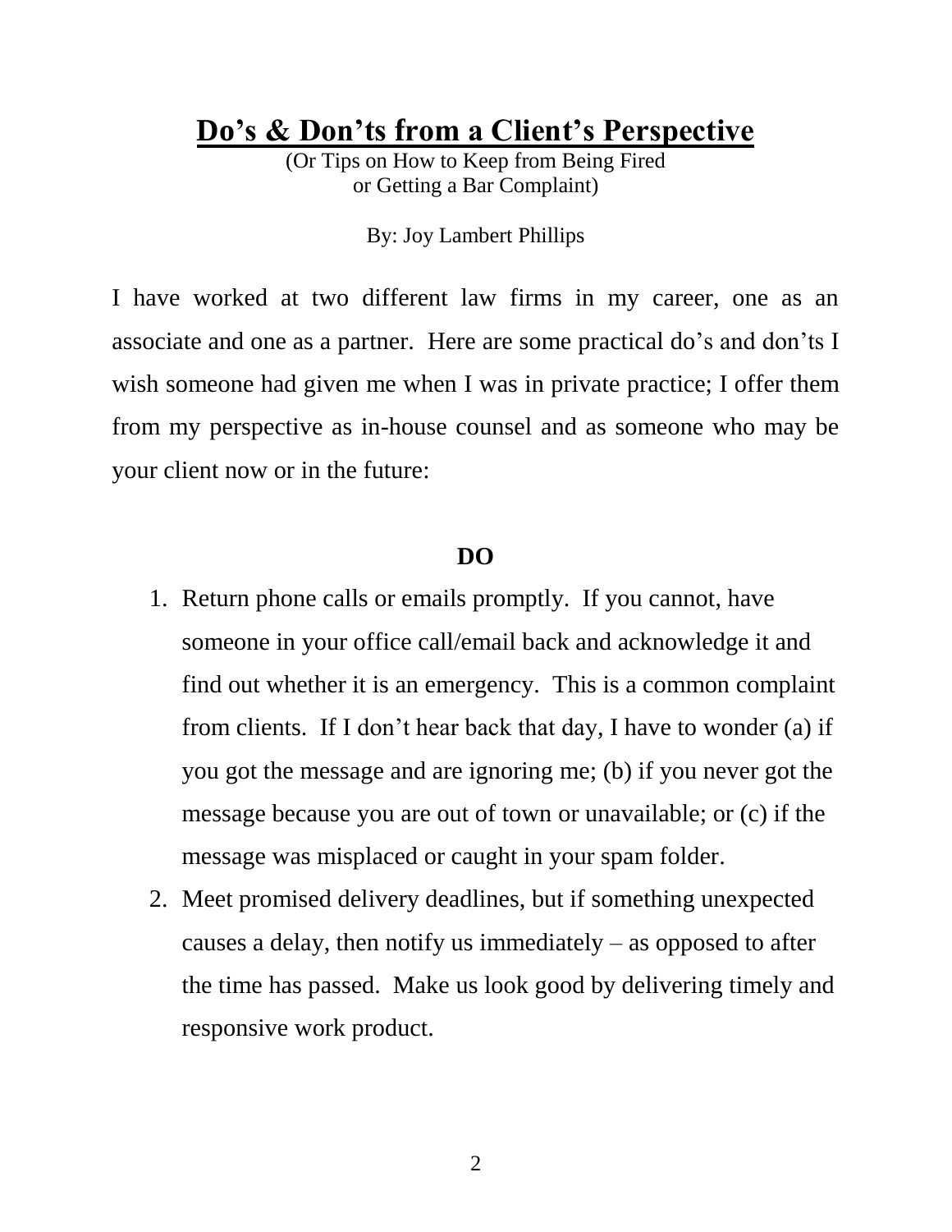# Do's & Don'ts from a Client's Perspective

(Or Tips on How to Keep from Being Fired
or Getting a Bar Complaint)

By: Joy Lambert Phillips

I have worked at two different law firms in my career, one as an associate and one as a partner. Here are some practical do's and don'ts I wish someone had given me when I was in private practice; I offer them from my perspective as in-house counsel and as someone who may be your client now or in the future:

## DO

1. Return phone calls or emails promptly. If you cannot, have someone in your office call/email back and acknowledge it and find out whether it is an emergency. This is a common complaint from clients. If I don't hear back that day, I have to wonder (a) if you got the message and are ignoring me; (b) if you never got the message because you are out of town or unavailable; or (c) if the message was misplaced or caught in your spam folder.
2. Meet promised delivery deadlines, but if something unexpected causes a delay, then notify us immediately – as opposed to after the time has passed. Make us look good by delivering timely and responsive work product.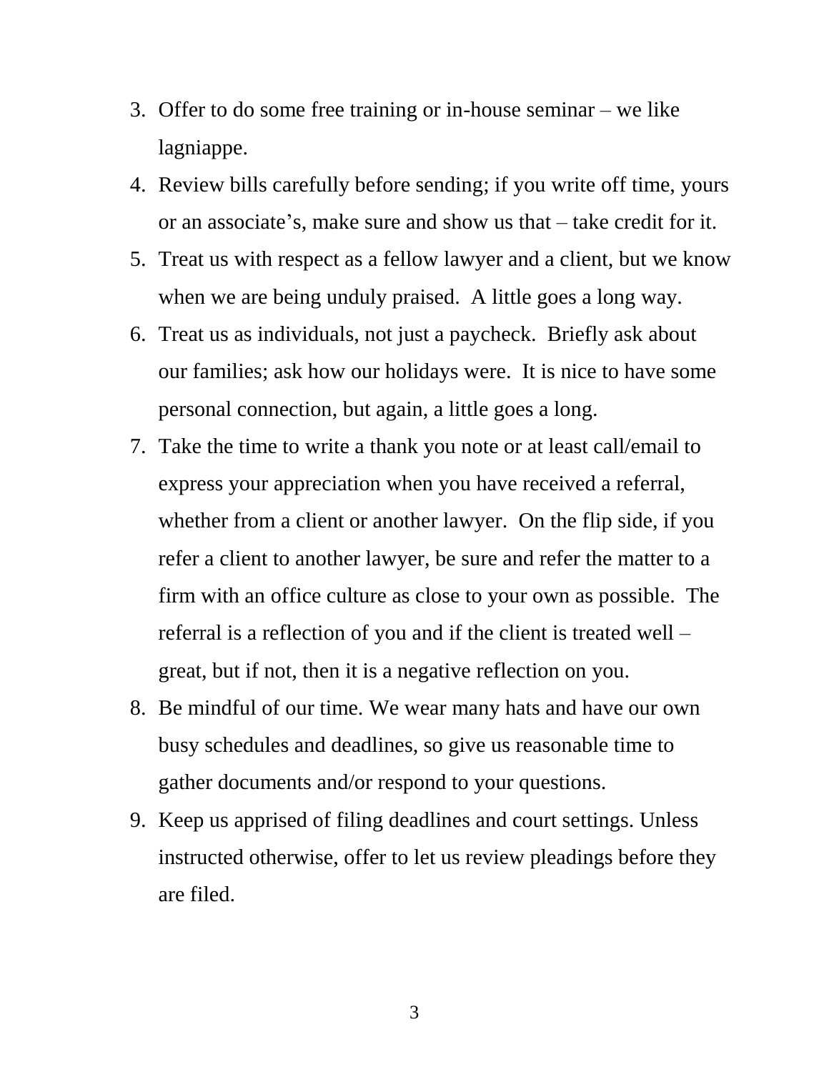3. Offer to do some free training or in-house seminar – we like lagniappe.
4. Review bills carefully before sending; if you write off time, yours or an associate's, make sure and show us that – take credit for it.
5. Treat us with respect as a fellow lawyer and a client, but we know when we are being unduly praised.  A little goes a long way.
6. Treat us as individuals, not just a paycheck.  Briefly ask about our families; ask how our holidays were.  It is nice to have some personal connection, but again, a little goes a long.
7. Take the time to write a thank you note or at least call/email to express your appreciation when you have received a referral, whether from a client or another lawyer.  On the flip side, if you refer a client to another lawyer, be sure and refer the matter to a firm with an office culture as close to your own as possible.  The referral is a reflection of you and if the client is treated well – great, but if not, then it is a negative reflection on you.
8. Be mindful of our time. We wear many hats and have our own busy schedules and deadlines, so give us reasonable time to gather documents and/or respond to your questions.
9. Keep us apprised of filing deadlines and court settings. Unless instructed otherwise, offer to let us review pleadings before they are filed.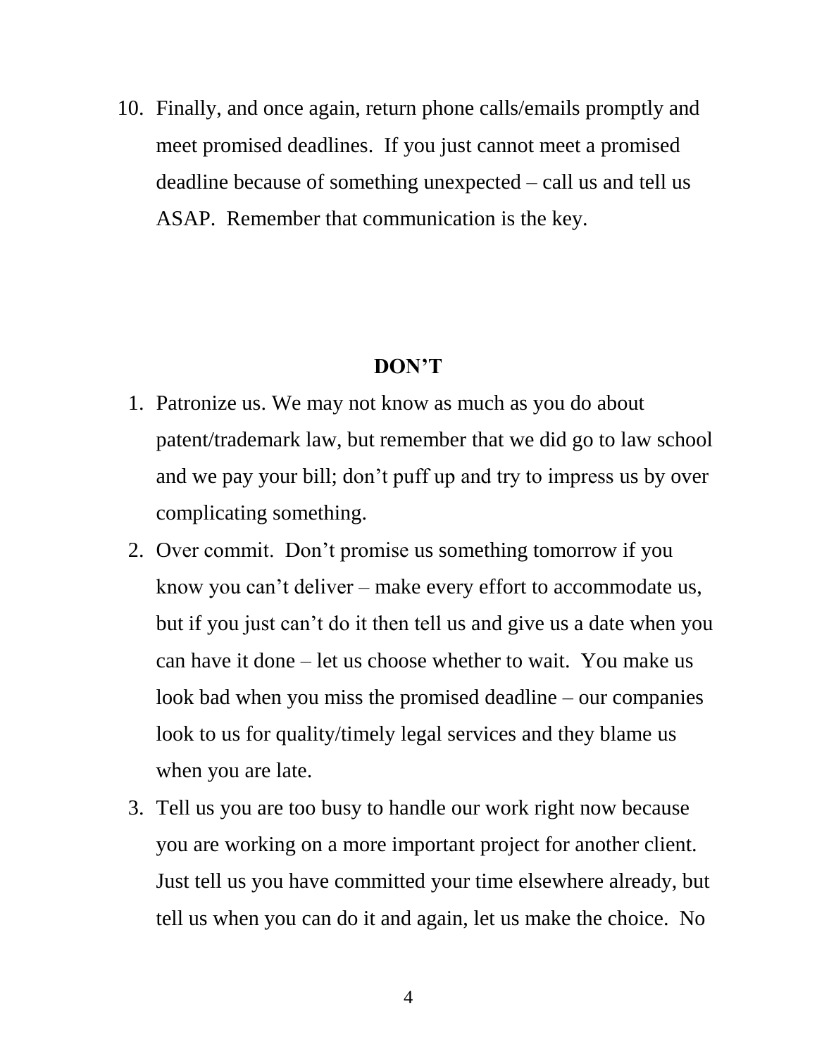10. Finally, and once again, return phone calls/emails promptly and meet promised deadlines. If you just cannot meet a promised deadline because of something unexpected – call us and tell us ASAP. Remember that communication is the key.

## DON'T

1. Patronize us. We may not know as much as you do about patent/trademark law, but remember that we did go to law school and we pay your bill; don't puff up and try to impress us by over complicating something.
2. Over commit. Don't promise us something tomorrow if you know you can't deliver – make every effort to accommodate us, but if you just can't do it then tell us and give us a date when you can have it done – let us choose whether to wait. You make us look bad when you miss the promised deadline – our companies look to us for quality/timely legal services and they blame us when you are late.
3. Tell us you are too busy to handle our work right now because you are working on a more important project for another client. Just tell us you have committed your time elsewhere already, but tell us when you can do it and again, let us make the choice. No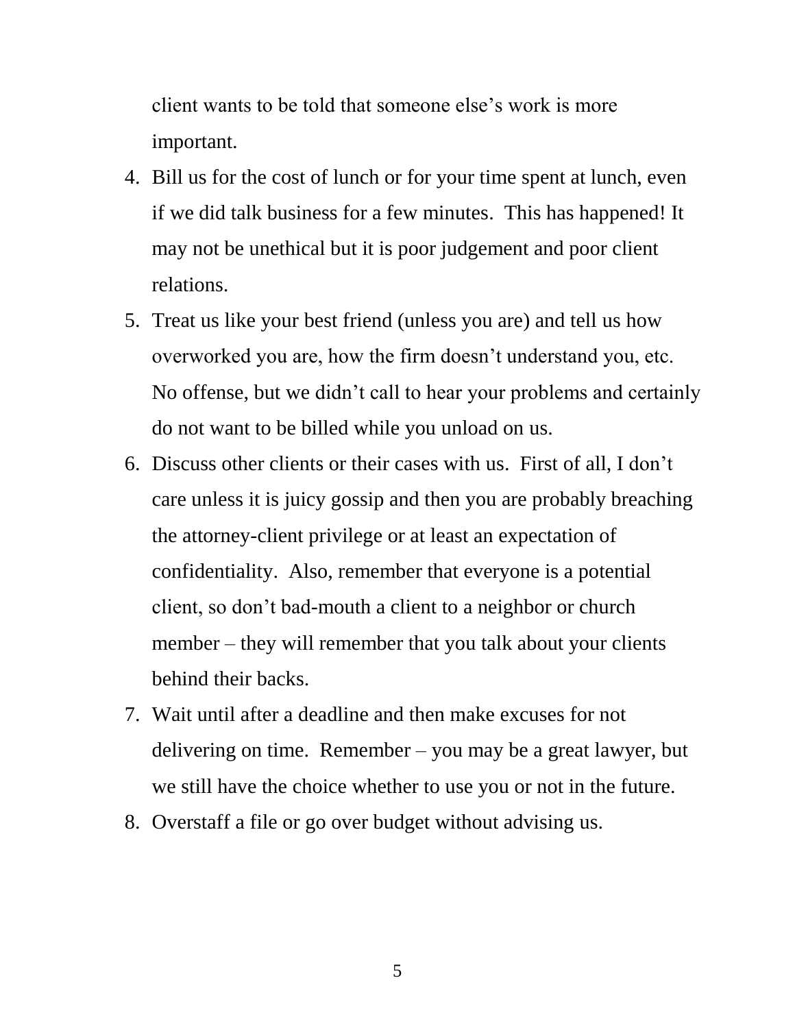client wants to be told that someone else's work is more important.

4. Bill us for the cost of lunch or for your time spent at lunch, even if we did talk business for a few minutes. This has happened! It may not be unethical but it is poor judgement and poor client relations.
5. Treat us like your best friend (unless you are) and tell us how overworked you are, how the firm doesn't understand you, etc. No offense, but we didn't call to hear your problems and certainly do not want to be billed while you unload on us.
6. Discuss other clients or their cases with us. First of all, I don't care unless it is juicy gossip and then you are probably breaching the attorney-client privilege or at least an expectation of confidentiality. Also, remember that everyone is a potential client, so don't bad-mouth a client to a neighbor or church member – they will remember that you talk about your clients behind their backs.
7. Wait until after a deadline and then make excuses for not delivering on time. Remember – you may be a great lawyer, but we still have the choice whether to use you or not in the future.
8. Overstaff a file or go over budget without advising us.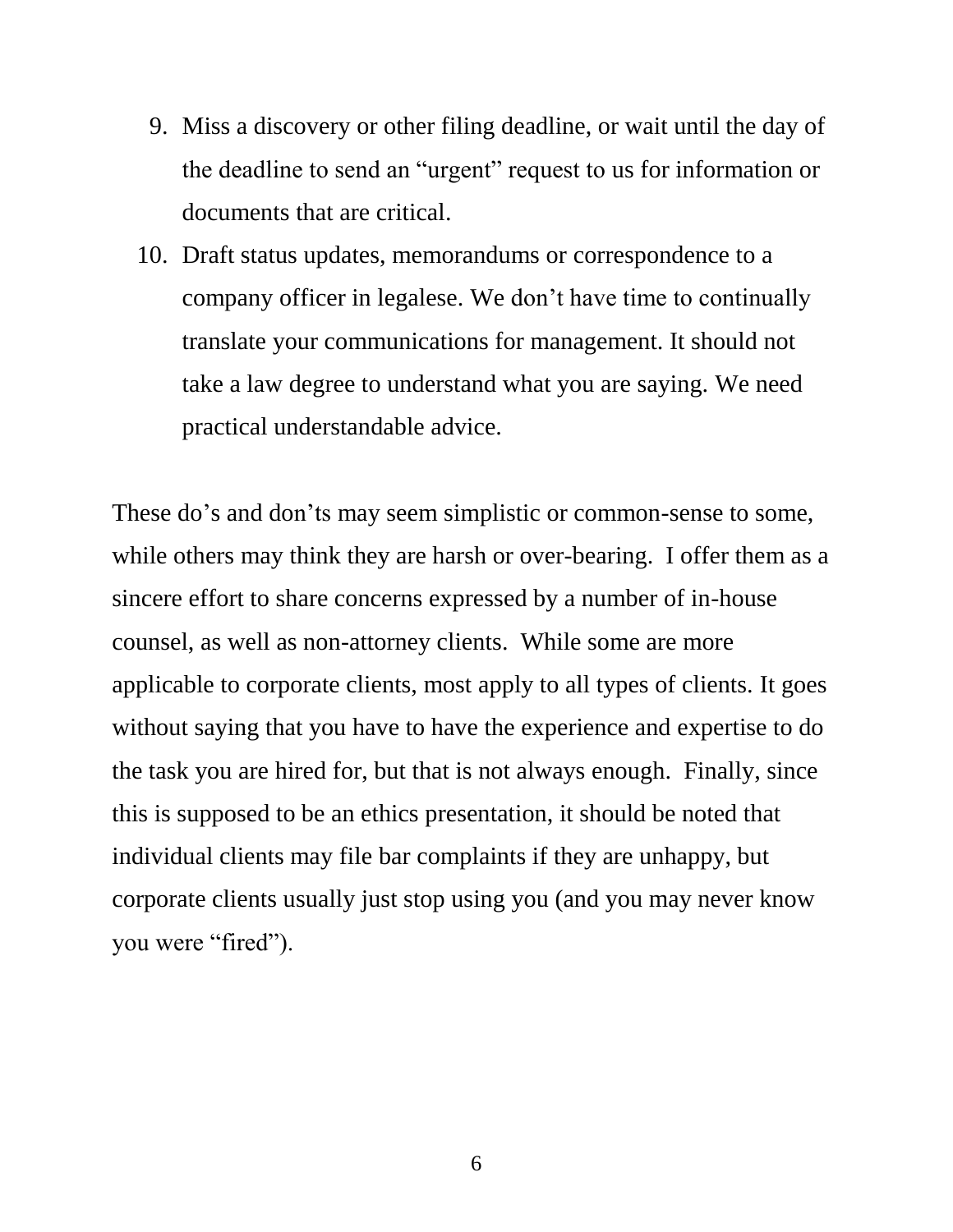9. Miss a discovery or other filing deadline, or wait until the day of the deadline to send an "urgent" request to us for information or documents that are critical.
10. Draft status updates, memorandums or correspondence to a company officer in legalese. We don't have time to continually translate your communications for management. It should not take a law degree to understand what you are saying. We need practical understandable advice.

These do's and don'ts may seem simplistic or common-sense to some, while others may think they are harsh or over-bearing. I offer them as a sincere effort to share concerns expressed by a number of in-house counsel, as well as non-attorney clients. While some are more applicable to corporate clients, most apply to all types of clients. It goes without saying that you have to have the experience and expertise to do the task you are hired for, but that is not always enough. Finally, since this is supposed to be an ethics presentation, it should be noted that individual clients may file bar complaints if they are unhappy, but corporate clients usually just stop using you (and you may never know you were "fired").